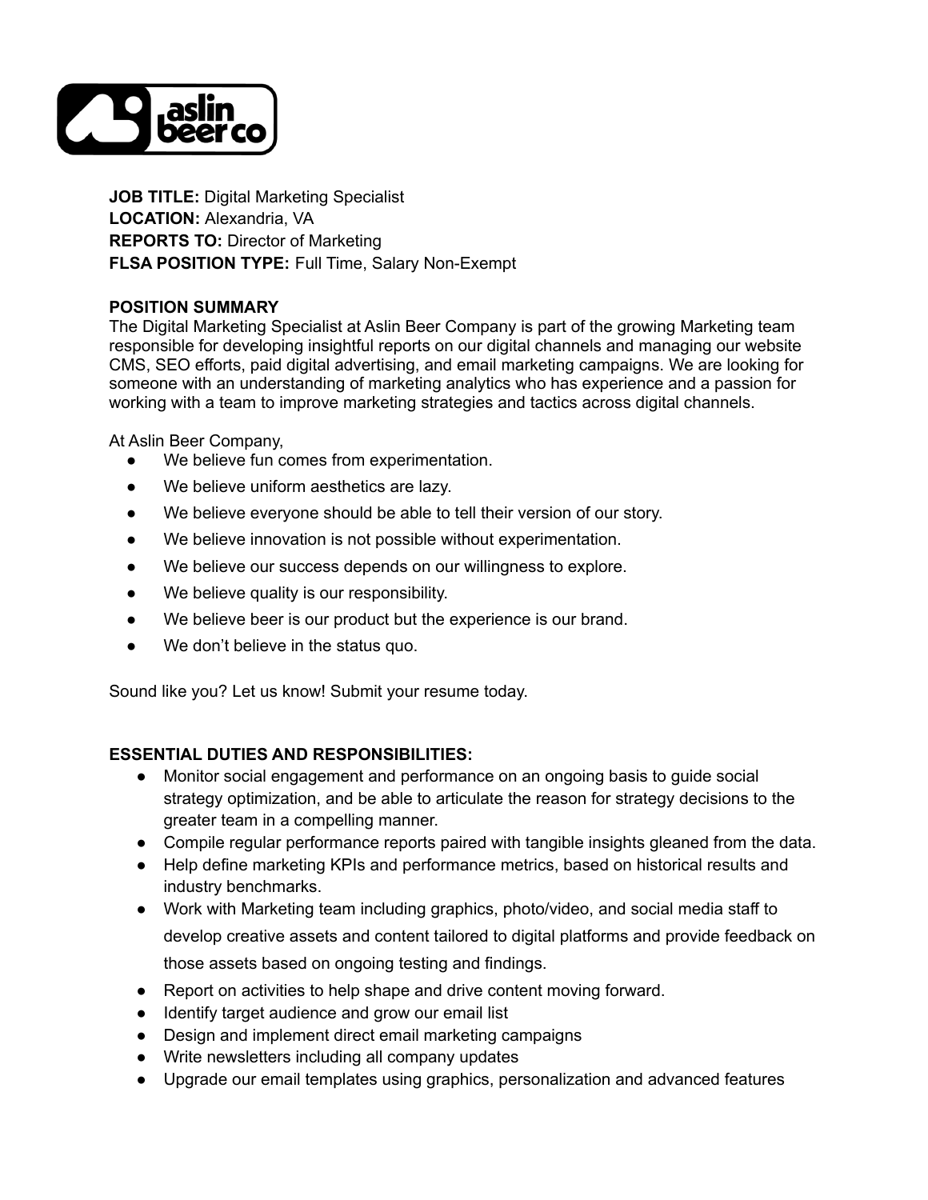**JOB TITLE:** Digital Marketing Specialist
**LOCATION:** Alexandria, VA
**REPORTS TO:** Director of Marketing
**FLSA POSITION TYPE:** Full Time, Salary Non-Exempt

**POSITION SUMMARY**
The Digital Marketing Specialist at Aslin Beer Company is part of the growing Marketing team responsible for developing insightful reports on our digital channels and managing our website CMS, SEO efforts, paid digital advertising, and email marketing campaigns. We are looking for someone with an understanding of marketing analytics who has experience and a passion for working with a team to improve marketing strategies and tactics across digital channels.

At Aslin Beer Company,

- We believe fun comes from experimentation.
- We believe uniform aesthetics are lazy.
- We believe everyone should be able to tell their version of our story.
- We believe innovation is not possible without experimentation.
- We believe our success depends on our willingness to explore.
- We believe quality is our responsibility.
- We believe beer is our product but the experience is our brand.
- We don't believe in the status quo.

Sound like you? Let us know! Submit your resume today.

**ESSENTIAL DUTIES AND RESPONSIBILITIES:**

- Monitor social engagement and performance on an ongoing basis to guide social strategy optimization, and be able to articulate the reason for strategy decisions to the greater team in a compelling manner.
- Compile regular performance reports paired with tangible insights gleaned from the data.
- Help define marketing KPIs and performance metrics, based on historical results and industry benchmarks.
- Work with Marketing team including graphics, photo/video, and social media staff to develop creative assets and content tailored to digital platforms and provide feedback on those assets based on ongoing testing and findings.
- Report on activities to help shape and drive content moving forward.
- Identify target audience and grow our email list
- Design and implement direct email marketing campaigns
- Write newsletters including all company updates
- Upgrade our email templates using graphics, personalization and advanced features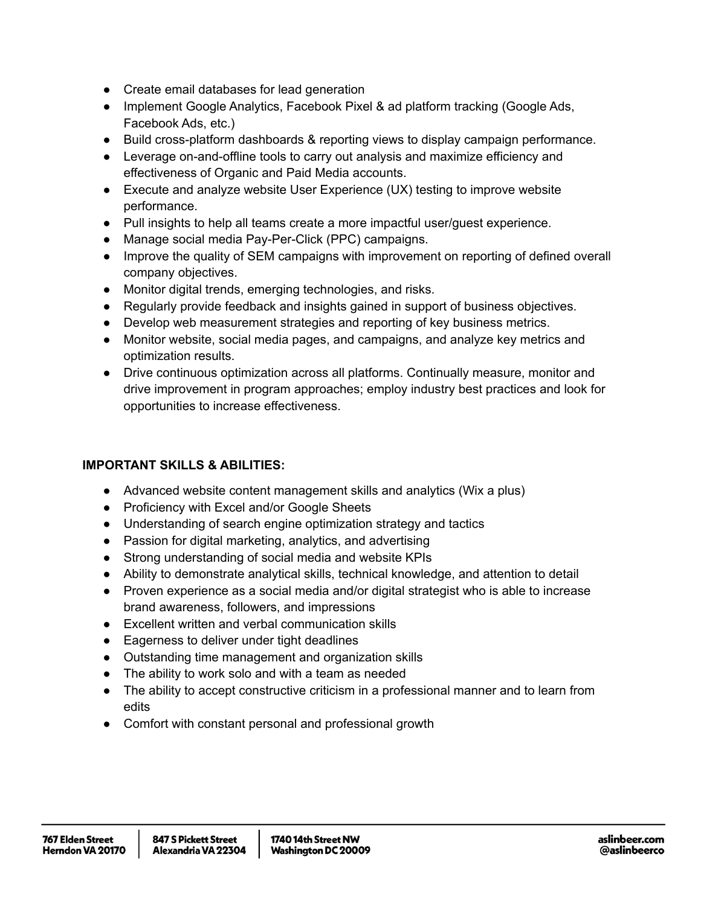- Create email databases for lead generation
- Implement Google Analytics, Facebook Pixel & ad platform tracking (Google Ads, Facebook Ads, etc.)
- Build cross-platform dashboards & reporting views to display campaign performance.
- Leverage on-and-offline tools to carry out analysis and maximize efficiency and effectiveness of Organic and Paid Media accounts.
- Execute and analyze website User Experience (UX) testing to improve website performance.
- Pull insights to help all teams create a more impactful user/guest experience.
- Manage social media Pay-Per-Click (PPC) campaigns.
- Improve the quality of SEM campaigns with improvement on reporting of defined overall company objectives.
- Monitor digital trends, emerging technologies, and risks.
- Regularly provide feedback and insights gained in support of business objectives.
- Develop web measurement strategies and reporting of key business metrics.
- Monitor website, social media pages, and campaigns, and analyze key metrics and optimization results.
- Drive continuous optimization across all platforms. Continually measure, monitor and drive improvement in program approaches; employ industry best practices and look for opportunities to increase effectiveness.

**IMPORTANT SKILLS & ABILITIES:**

- Advanced website content management skills and analytics (Wix a plus)
- Proficiency with Excel and/or Google Sheets
- Understanding of search engine optimization strategy and tactics
- Passion for digital marketing, analytics, and advertising
- Strong understanding of social media and website KPIs
- Ability to demonstrate analytical skills, technical knowledge, and attention to detail
- Proven experience as a social media and/or digital strategist who is able to increase brand awareness, followers, and impressions
- Excellent written and verbal communication skills
- Eagerness to deliver under tight deadlines
- Outstanding time management and organization skills
- The ability to work solo and with a team as needed
- The ability to accept constructive criticism in a professional manner and to learn from edits
- Comfort with constant personal and professional growth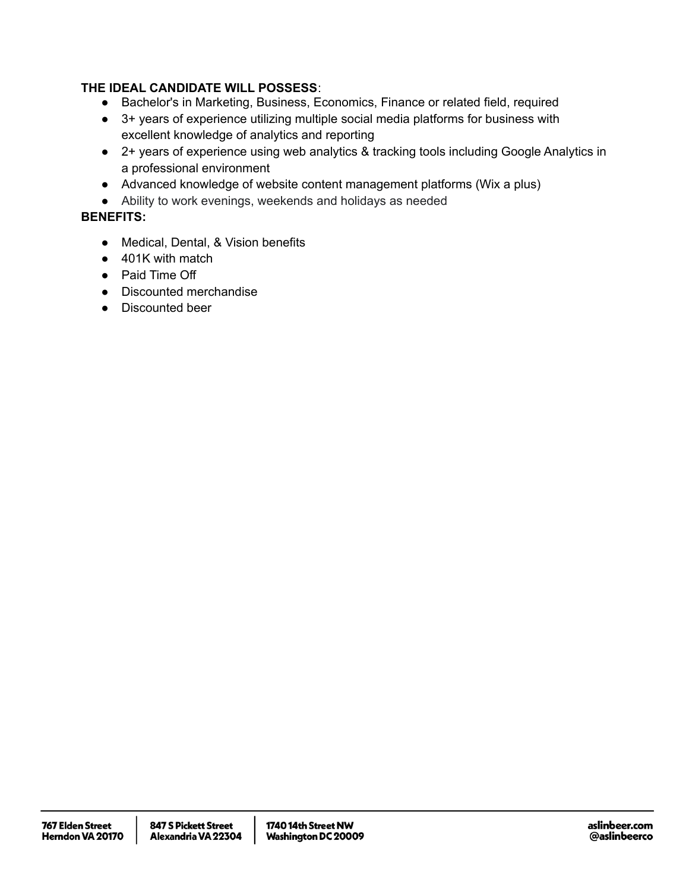**THE IDEAL CANDIDATE WILL POSSESS**:

- Bachelor's in Marketing, Business, Economics, Finance or related field, required
- 3+ years of experience utilizing multiple social media platforms for business with excellent knowledge of analytics and reporting
- 2+ years of experience using web analytics & tracking tools including Google Analytics in a professional environment
- Advanced knowledge of website content management platforms (Wix a plus)
- Ability to work evenings, weekends and holidays as needed

**BENEFITS:**

- Medical, Dental, & Vision benefits
- 401K with match
- Paid Time Off
- Discounted merchandise
- Discounted beer